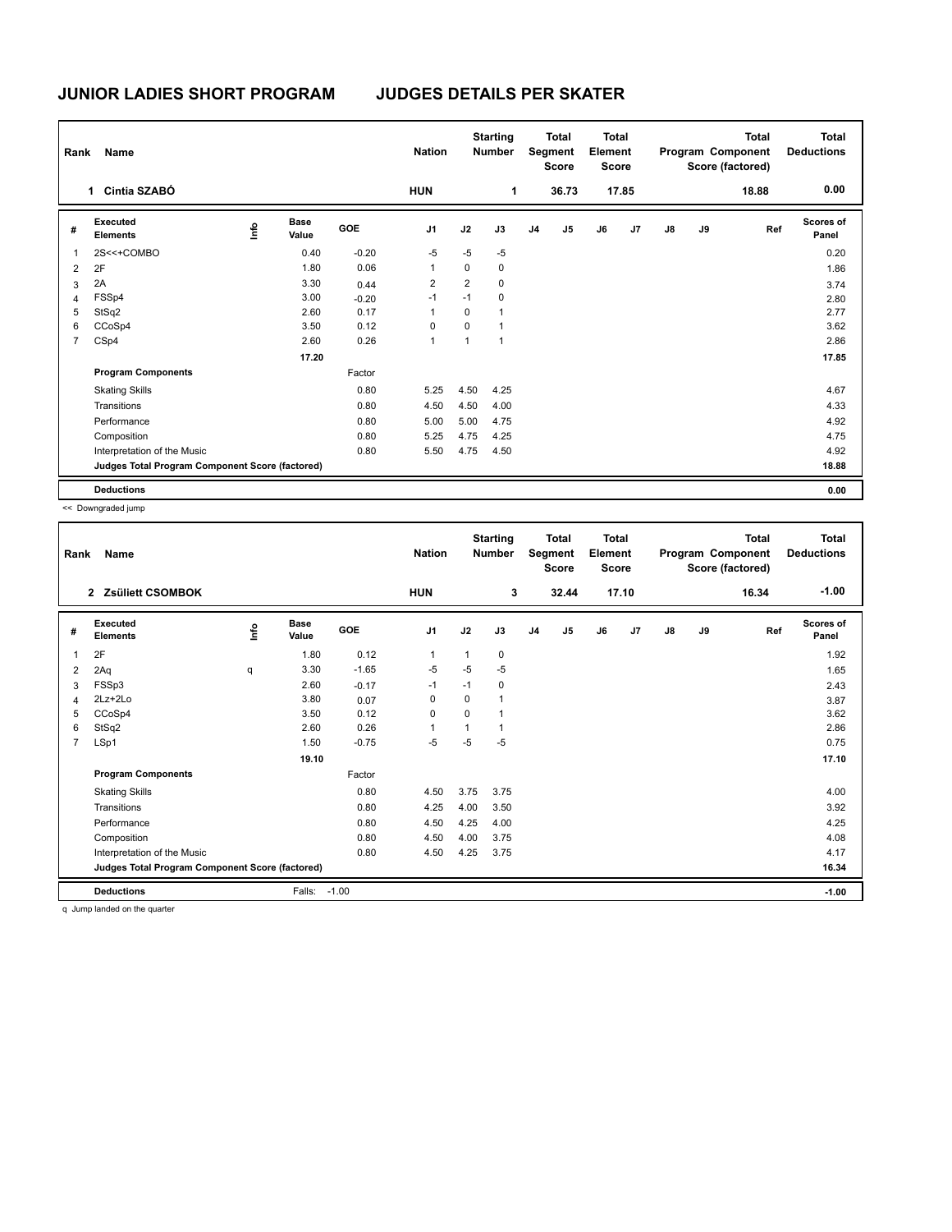# JUNIOR LADIES SHORT PROGRAM — JUDGES DETAILS PER SKATER

| Rank | Name | Nation | Starting Number | Total Segment Score | Total Element Score | Total Program Component Score (factored) | Total Deductions |
|---|---|---|---|---|---|---|---|
| 1 | Cintia SZABÓ | HUN | 1 | 36.73 | 17.85 | 18.88 | 0.00 |

| # | Executed Elements | Info | Base Value | GOE | J1 | J2 | J3 | J4 | J5 | J6 | J7 | J8 | J9 | Ref | Scores of Panel |
|---|---|---|---|---|---|---|---|---|---|---|---|---|---|---|---|
| 1 | 2S<<+COMBO | | 0.40 | -0.20 | -5 | -5 | -5 | | | | | | | | 0.20 |
| 2 | 2F | | 1.80 | 0.06 | 1 | 0 | 0 | | | | | | | | 1.86 |
| 3 | 2A | | 3.30 | 0.44 | 2 | 2 | 0 | | | | | | | | 3.74 |
| 4 | FSSp4 | | 3.00 | -0.20 | -1 | -1 | 0 | | | | | | | | 2.80 |
| 5 | StSq2 | | 2.60 | 0.17 | 1 | 0 | 1 | | | | | | | | 2.77 |
| 6 | CCoSp4 | | 3.50 | 0.12 | 0 | 0 | 1 | | | | | | | | 3.62 |
| 7 | CSp4 | | 2.60 | 0.26 | 1 | 1 | 1 | | | | | | | | 2.86 |
| | | | 17.20 | | | | | | | | | | | | 17.85 |
| | **Program Components** | | | Factor | | | | | | | | | | | |
| | Skating Skills | | | 0.80 | 5.25 | 4.50 | 4.25 | | | | | | | | 4.67 |
| | Transitions | | | 0.80 | 4.50 | 4.50 | 4.00 | | | | | | | | 4.33 |
| | Performance | | | 0.80 | 5.00 | 5.00 | 4.75 | | | | | | | | 4.92 |
| | Composition | | | 0.80 | 5.25 | 4.75 | 4.25 | | | | | | | | 4.75 |
| | Interpretation of the Music | | | 0.80 | 5.50 | 4.75 | 4.50 | | | | | | | | 4.92 |
| | **Judges Total Program Component Score (factored)** | | | | | | | | | | | | | | 18.88 |
| | **Deductions** | | | | | | | | | | | | | | 0.00 |

<< Downgraded jump

| Rank | Name | Nation | Starting Number | Total Segment Score | Total Element Score | Total Program Component Score (factored) | Total Deductions |
|---|---|---|---|---|---|---|---|
| 2 | Zsüliett CSOMBOK | HUN | 3 | 32.44 | 17.10 | 16.34 | -1.00 |

| # | Executed Elements | Info | Base Value | GOE | J1 | J2 | J3 | J4 | J5 | J6 | J7 | J8 | J9 | Ref | Scores of Panel |
|---|---|---|---|---|---|---|---|---|---|---|---|---|---|---|---|
| 1 | 2F | | 1.80 | 0.12 | 1 | 1 | 0 | | | | | | | | 1.92 |
| 2 | 2Aq | q | 3.30 | -1.65 | -5 | -5 | -5 | | | | | | | | 1.65 |
| 3 | FSSp3 | | 2.60 | -0.17 | -1 | -1 | 0 | | | | | | | | 2.43 |
| 4 | 2Lz+2Lo | | 3.80 | 0.07 | 0 | 0 | 1 | | | | | | | | 3.87 |
| 5 | CCoSp4 | | 3.50 | 0.12 | 0 | 0 | 1 | | | | | | | | 3.62 |
| 6 | StSq2 | | 2.60 | 0.26 | 1 | 1 | 1 | | | | | | | | 2.86 |
| 7 | LSp1 | | 1.50 | -0.75 | -5 | -5 | -5 | | | | | | | | 0.75 |
| | | | 19.10 | | | | | | | | | | | | 17.10 |
| | **Program Components** | | | Factor | | | | | | | | | | | |
| | Skating Skills | | | 0.80 | 4.50 | 3.75 | 3.75 | | | | | | | | 4.00 |
| | Transitions | | | 0.80 | 4.25 | 4.00 | 3.50 | | | | | | | | 3.92 |
| | Performance | | | 0.80 | 4.50 | 4.25 | 4.00 | | | | | | | | 4.25 |
| | Composition | | | 0.80 | 4.50 | 4.00 | 3.75 | | | | | | | | 4.08 |
| | Interpretation of the Music | | | 0.80 | 4.50 | 4.25 | 3.75 | | | | | | | | 4.17 |
| | **Judges Total Program Component Score (factored)** | | | | | | | | | | | | | | 16.34 |
| | **Deductions** | | Falls: | -1.00 | | | | | | | | | | | -1.00 |

q Jump landed on the quarter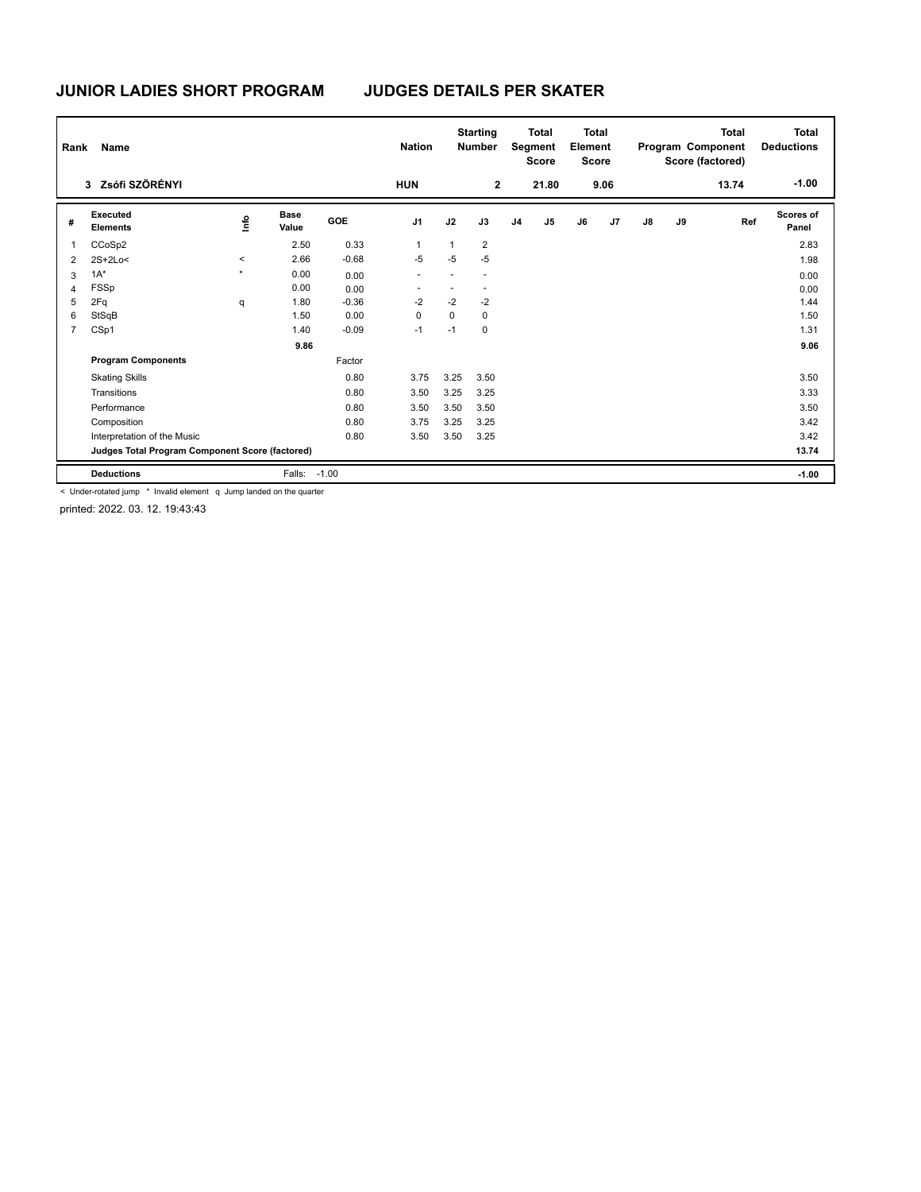# JUNIOR LADIES SHORT PROGRAM — JUDGES DETAILS PER SKATER

| Rank | Name | Nation | Starting Number | Total Segment Score | Total Element Score | Total Program Component Score (factored) | Total Deductions |
|---|---|---|---|---|---|---|---|
| 3 | Zsófi SZŐRÉNYI | HUN | 2 | 21.80 | 9.06 | 13.74 | -1.00 |

| # | Executed Elements | Info | Base Value | GOE | J1 | J2 | J3 | J4 | J5 | J6 | J7 | J8 | J9 | Ref | Scores of Panel |
|---|---|---|---|---|---|---|---|---|---|---|---|---|---|---|---|
| 1 | CCoSp2 | | 2.50 | 0.33 | 1 | 1 | 2 | | | | | | | | 2.83 |
| 2 | 2S+2Lo< | < | 2.66 | -0.68 | -5 | -5 | -5 | | | | | | | | 1.98 |
| 3 | 1A* | * | 0.00 | 0.00 | - | - | - | | | | | | | | 0.00 |
| 4 | FSSp | | 0.00 | 0.00 | - | - | - | | | | | | | | 0.00 |
| 5 | 2Fq | q | 1.80 | -0.36 | -2 | -2 | -2 | | | | | | | | 1.44 |
| 6 | StSqB | | 1.50 | 0.00 | 0 | 0 | 0 | | | | | | | | 1.50 |
| 7 | CSp1 | | 1.40 | -0.09 | -1 | -1 | 0 | | | | | | | | 1.31 |
| | | | 9.86 | | | | | | | | | | | | 9.06 |
| | **Program Components** | | | Factor | | | | | | | | | | | |
| | Skating Skills | | | 0.80 | 3.75 | 3.25 | 3.50 | | | | | | | | 3.50 |
| | Transitions | | | 0.80 | 3.50 | 3.25 | 3.25 | | | | | | | | 3.33 |
| | Performance | | | 0.80 | 3.50 | 3.50 | 3.50 | | | | | | | | 3.50 |
| | Composition | | | 0.80 | 3.75 | 3.25 | 3.25 | | | | | | | | 3.42 |
| | Interpretation of the Music | | | 0.80 | 3.50 | 3.50 | 3.25 | | | | | | | | 3.42 |
| | **Judges Total Program Component Score (factored)** | | | | | | | | | | | | | | 13.74 |
| | **Deductions** | | Falls: | -1.00 | | | | | | | | | | | -1.00 |

< Under-rotated jump * Invalid element q Jump landed on the quarter

printed: 2022. 03. 12. 19:43:43